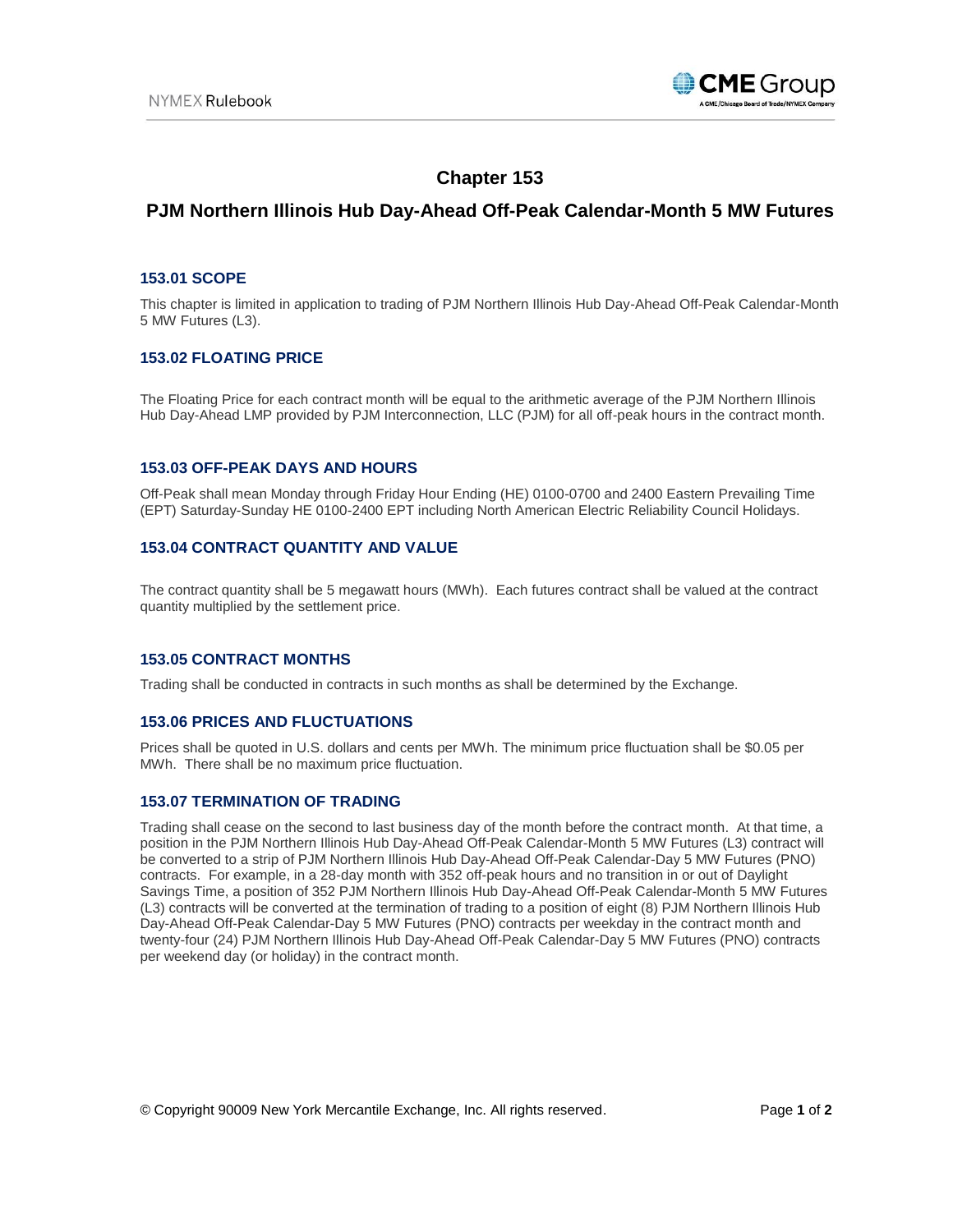# Chapter 153

# PJM Northern Illinois Hub Day-Ahead Off-Peak Calendar-Month 5 MW Futures

## 153.01 SCOPE

This chapter is limited in application to trading of PJM Northern Illinois Hub Day-Ahead Off-Peak Calendar-Month 5 MW Futures (L3).

## 153.02 FLOATING PRICE

The Floating Price for each contract month will be equal to the arithmetic average of the PJM Northern Illinois Hub Day-Ahead LMP provided by PJM Interconnection, LLC (PJM) for all off-peak hours in the contract month.

## 153.03 OFF-PEAK DAYS AND HOURS

Off-Peak shall mean Monday through Friday Hour Ending (HE) 0100-0700 and 2400 Eastern Prevailing Time (EPT) Saturday-Sunday HE 0100-2400 EPT including North American Electric Reliability Council Holidays.

## 153.04 CONTRACT QUANTITY AND VALUE

The contract quantity shall be 5 megawatt hours (MWh). Each futures contract shall be valued at the contract quantity multiplied by the settlement price.

## 153.05 CONTRACT MONTHS

Trading shall be conducted in contracts in such months as shall be determined by the Exchange.

## 153.06 PRICES AND FLUCTUATIONS

Prices shall be quoted in U.S. dollars and cents per MWh. The minimum price fluctuation shall be $0.05 per MWh. There shall be no maximum price fluctuation.

## 153.07 TERMINATION OF TRADING

Trading shall cease on the second to last business day of the month before the contract month. At that time, a position in the PJM Northern Illinois Hub Day-Ahead Off-Peak Calendar-Month 5 MW Futures (L3) contract will be converted to a strip of PJM Northern Illinois Hub Day-Ahead Off-Peak Calendar-Day 5 MW Futures (PNO) contracts. For example, in a 28-day month with 352 off-peak hours and no transition in or out of Daylight Savings Time, a position of 352 PJM Northern Illinois Hub Day-Ahead Off-Peak Calendar-Month 5 MW Futures (L3) contracts will be converted at the termination of trading to a position of eight (8) PJM Northern Illinois Hub Day-Ahead Off-Peak Calendar-Day 5 MW Futures (PNO) contracts per weekday in the contract month and twenty-four (24) PJM Northern Illinois Hub Day-Ahead Off-Peak Calendar-Day 5 MW Futures (PNO) contracts per weekend day (or holiday) in the contract month.

© Copyright 90009 New York Mercantile Exchange, Inc. All rights reserved.